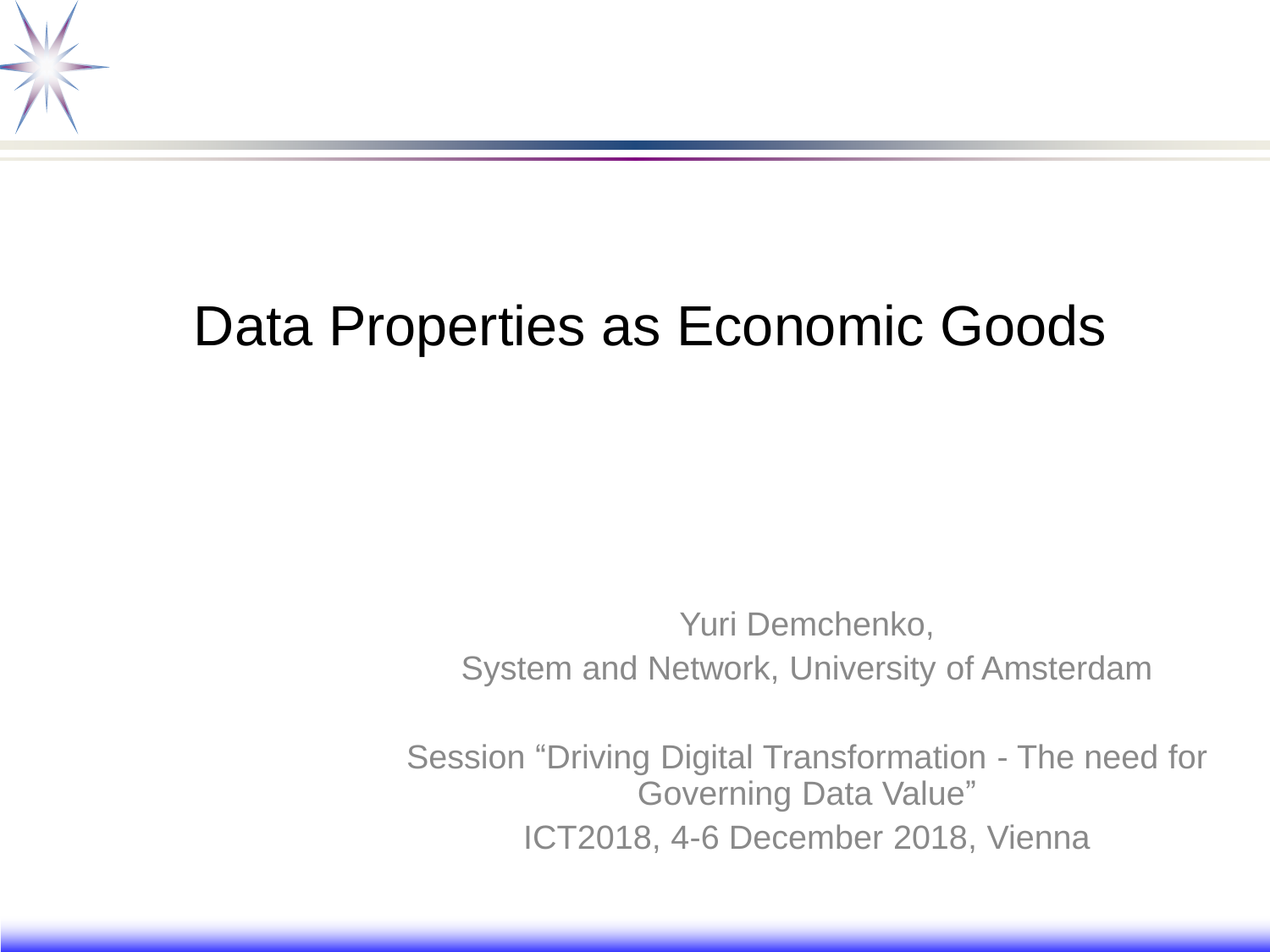# Data Properties as Economic Goods

Yuri Demchenko,
System and Network, University of Amsterdam

Session “Driving Digital Transformation - The need for Governing Data Value”
ICT2018, 4-6 December 2018, Vienna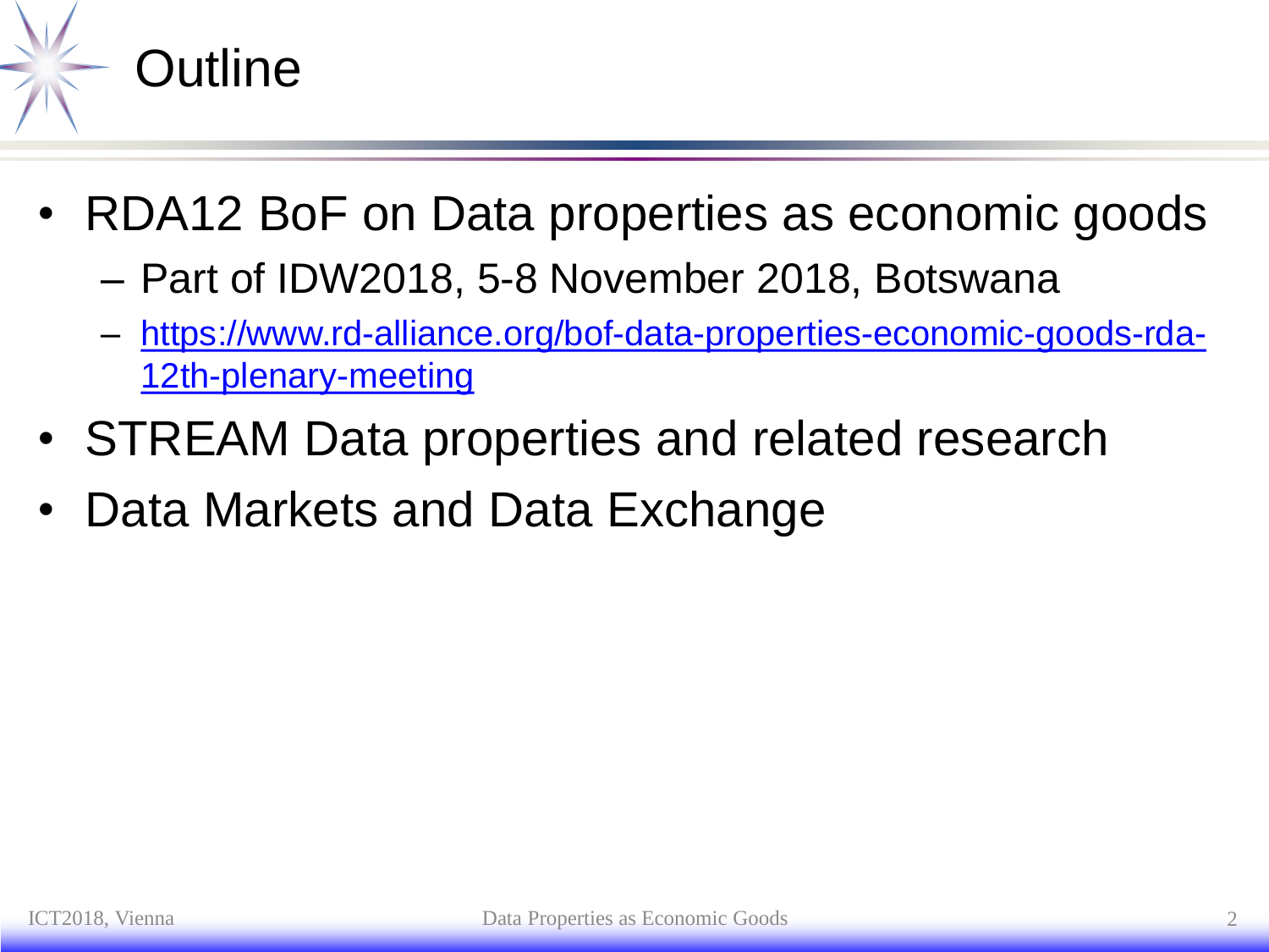# Outline

- RDA12 BoF on Data properties as economic goods
  - Part of IDW2018, 5-8 November 2018, Botswana
  - [https://www.rd-alliance.org/bof-data-properties-economic-goods-rda-12th-plenary-meeting](https://www.rd-alliance.org/bof-data-properties-economic-goods-rda-12th-plenary-meeting)
- STREAM Data properties and related research
- Data Markets and Data Exchange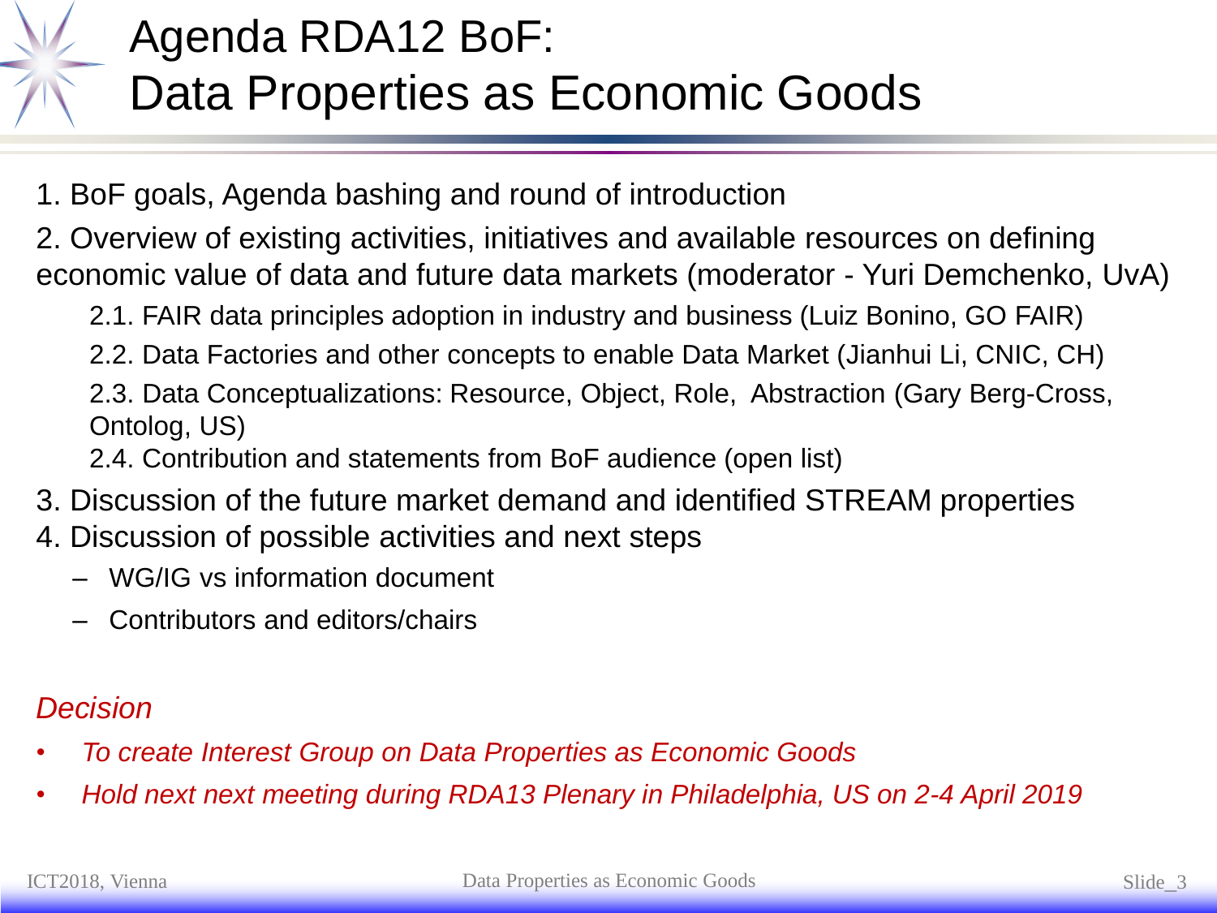# Agenda RDA12 BoF: Data Properties as Economic Goods

1. BoF goals, Agenda bashing and round of introduction
2. Overview of existing activities, initiatives and available resources on defining economic value of data and future data markets (moderator - Yuri Demchenko, UvA)
   - 2.1. FAIR data principles adoption in industry and business (Luiz Bonino, GO FAIR)
   - 2.2. Data Factories and other concepts to enable Data Market (Jianhui Li, CNIC, CH)
   - 2.3. Data Conceptualizations: Resource, Object, Role, Abstraction (Gary Berg-Cross, Ontolog, US)
   - 2.4. Contribution and statements from BoF audience (open list)
3. Discussion of the future market demand and identified STREAM properties
4. Discussion of possible activities and next steps
   - WG/IG vs information document
   - Contributors and editors/chairs

*Decision*

- *To create Interest Group on Data Properties as Economic Goods*
- *Hold next next meeting during RDA13 Plenary in Philadelphia, US on 2-4 April 2019*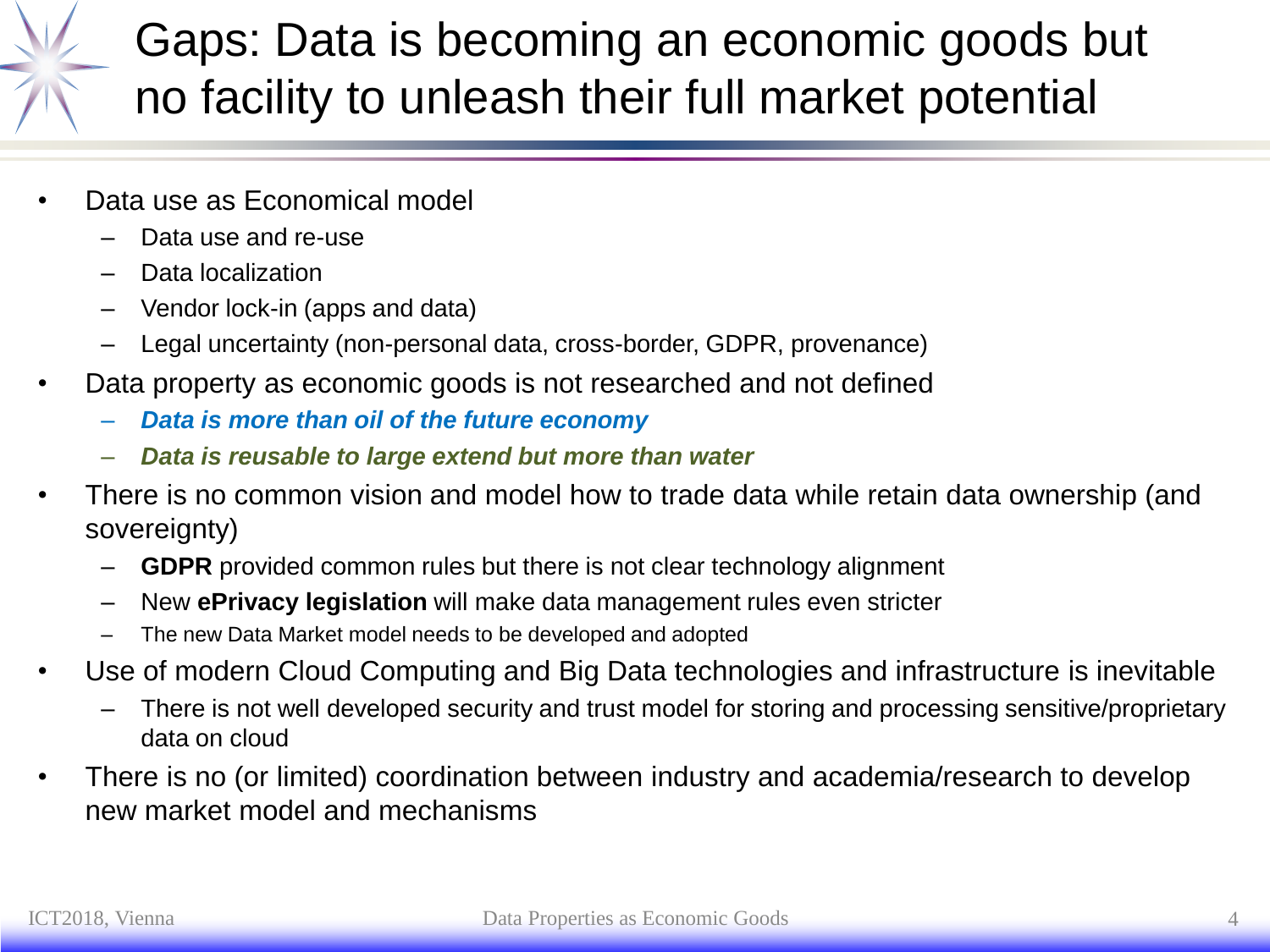# Gaps: Data is becoming an economic goods but no facility to unleash their full market potential

- Data use as Economical model
  - Data use and re-use
  - Data localization
  - Vendor lock-in (apps and data)
  - Legal uncertainty (non-personal data, cross-border, GDPR, provenance)
- Data property as economic goods is not researched and not defined
  - ***Data is more than oil of the future economy***
  - ***Data is reusable to large extend but more than water***
- There is no common vision and model how to trade data while retain data ownership (and sovereignty)
  - **GDPR** provided common rules but there is not clear technology alignment
  - New **ePrivacy legislation** will make data management rules even stricter
  - The new Data Market model needs to be developed and adopted
- Use of modern Cloud Computing and Big Data technologies and infrastructure is inevitable
  - There is not well developed security and trust model for storing and processing sensitive/proprietary data on cloud
- There is no (or limited) coordination between industry and academia/research to develop new market model and mechanisms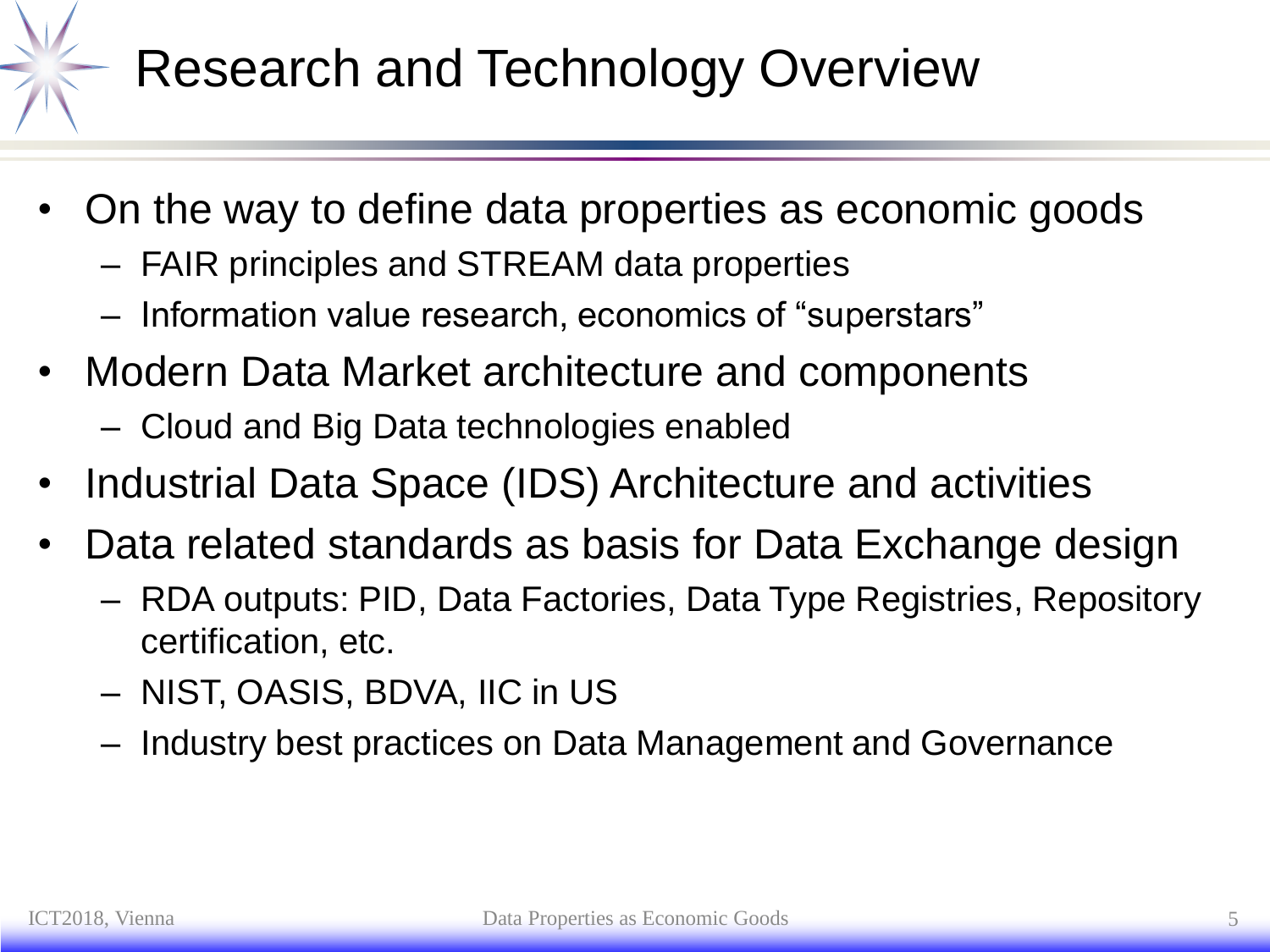# Research and Technology Overview

- On the way to define data properties as economic goods
  - FAIR principles and STREAM data properties
  - Information value research, economics of “superstars”
- Modern Data Market architecture and components
  - Cloud and Big Data technologies enabled
- Industrial Data Space (IDS) Architecture and activities
- Data related standards as basis for Data Exchange design
  - RDA outputs: PID, Data Factories, Data Type Registries, Repository certification, etc.
  - NIST, OASIS, BDVA, IIC in US
  - Industry best practices on Data Management and Governance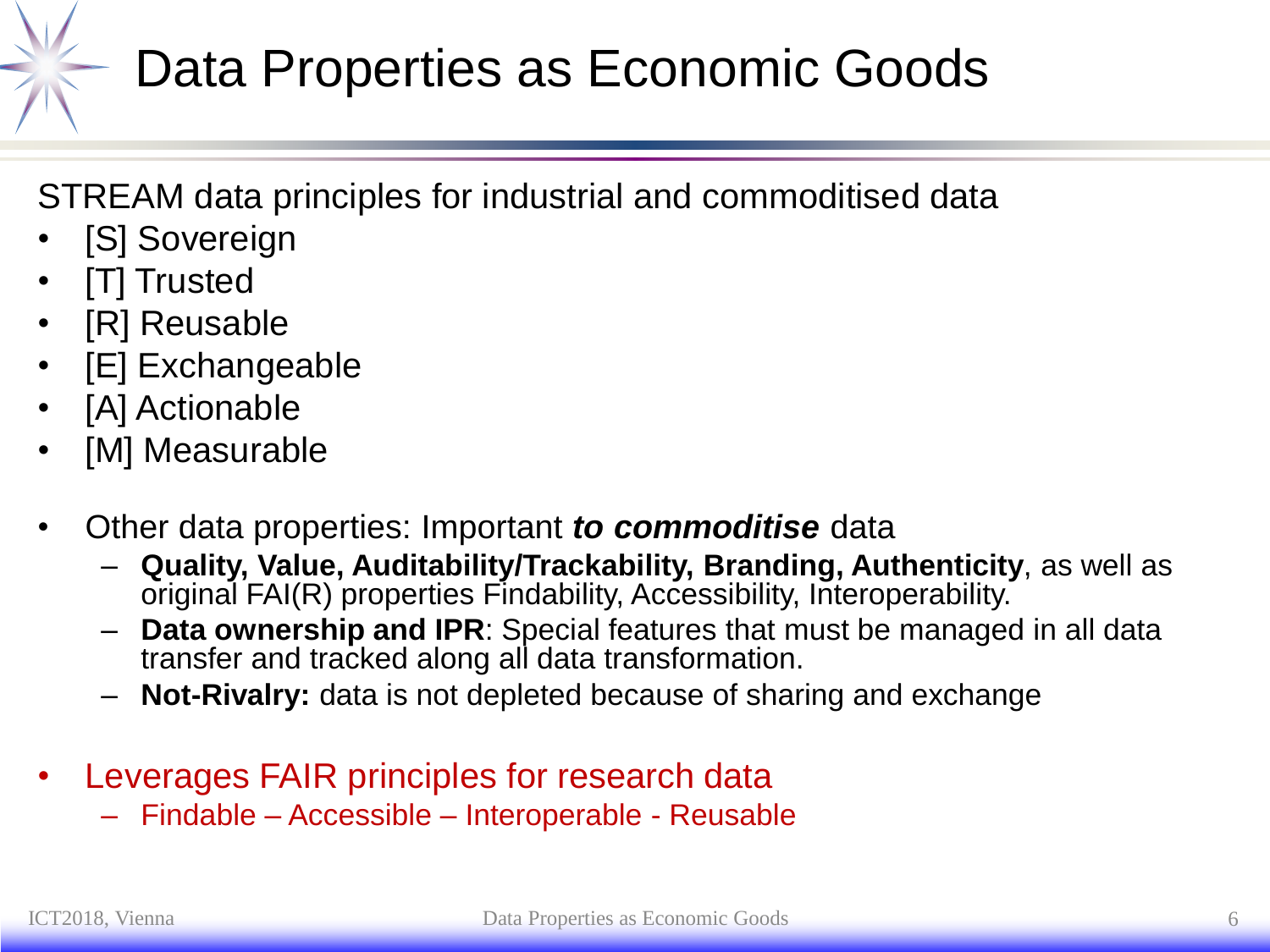# Data Properties as Economic Goods

STREAM data principles for industrial and commoditised data

- [S] Sovereign
- [T] Trusted
- [R] Reusable
- [E] Exchangeable
- [A] Actionable
- [M] Measurable

- Other data properties: Important ***to commoditise*** data
  - **Quality, Value, Auditability/Trackability, Branding, Authenticity**, as well as original FAI(R) properties Findability, Accessibility, Interoperability.
  - **Data ownership and IPR**: Special features that must be managed in all data transfer and tracked along all data transformation.
  - **Not-Rivalry:** data is not depleted because of sharing and exchange

- Leverages FAIR principles for research data
  - Findable – Accessible – Interoperable - Reusable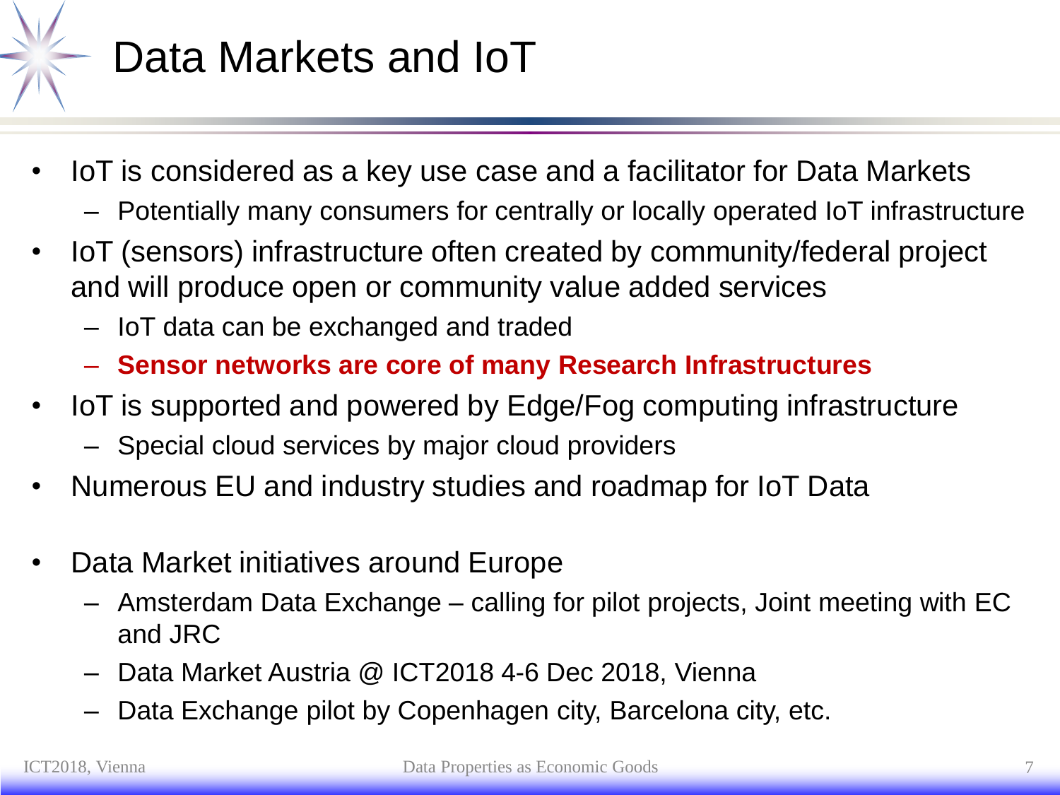# Data Markets and IoT

- IoT is considered as a key use case and a facilitator for Data Markets
  - Potentially many consumers for centrally or locally operated IoT infrastructure
- IoT (sensors) infrastructure often created by community/federal project and will produce open or community value added services
  - IoT data can be exchanged and traded
  - **Sensor networks are core of many Research Infrastructures**
- IoT is supported and powered by Edge/Fog computing infrastructure
  - Special cloud services by major cloud providers
- Numerous EU and industry studies and roadmap for IoT Data

- Data Market initiatives around Europe
  - Amsterdam Data Exchange – calling for pilot projects, Joint meeting with EC and JRC
  - Data Market Austria @ ICT2018 4-6 Dec 2018, Vienna
  - Data Exchange pilot by Copenhagen city, Barcelona city, etc.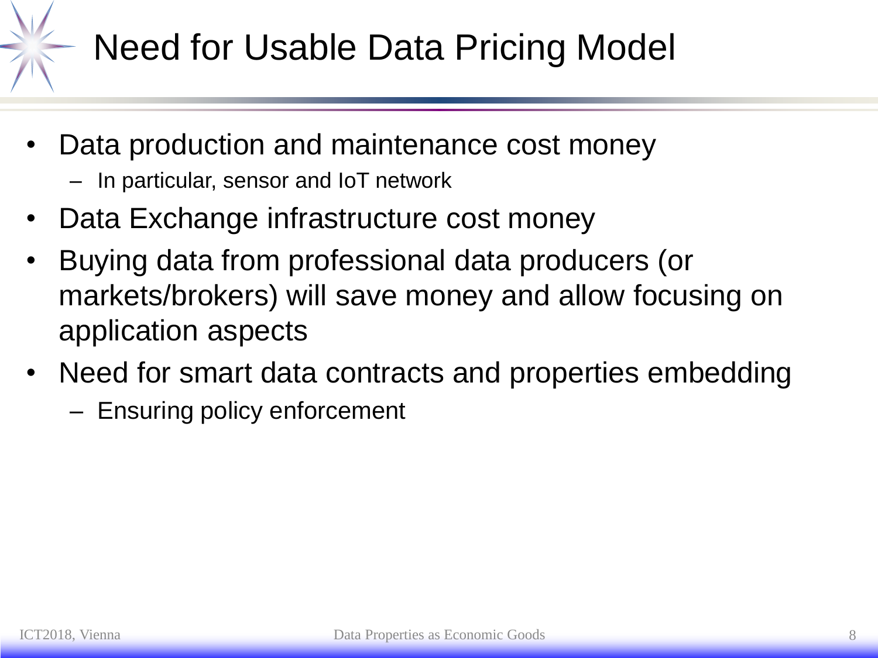# Need for Usable Data Pricing Model

- Data production and maintenance cost money
  - In particular, sensor and IoT network
- Data Exchange infrastructure cost money
- Buying data from professional data producers (or markets/brokers) will save money and allow focusing on application aspects
- Need for smart data contracts and properties embedding
  - Ensuring policy enforcement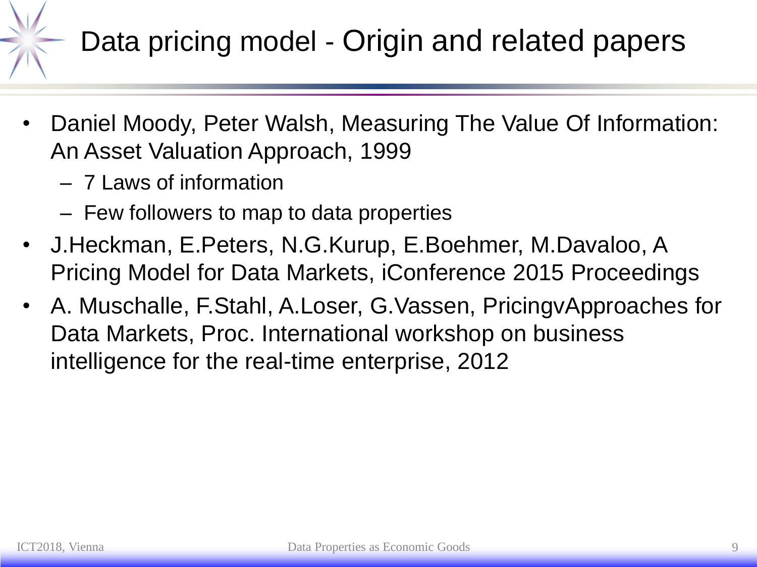# Data pricing model - Origin and related papers

- Daniel Moody, Peter Walsh, Measuring The Value Of Information: An Asset Valuation Approach, 1999
  - 7 Laws of information
  - Few followers to map to data properties
- J.Heckman, E.Peters, N.G.Kurup, E.Boehmer, M.Davaloo, A Pricing Model for Data Markets, iConference 2015 Proceedings
- A. Muschalle, F.Stahl, A.Loser, G.Vassen, PricingvApproaches for Data Markets, Proc. International workshop on business intelligence for the real-time enterprise, 2012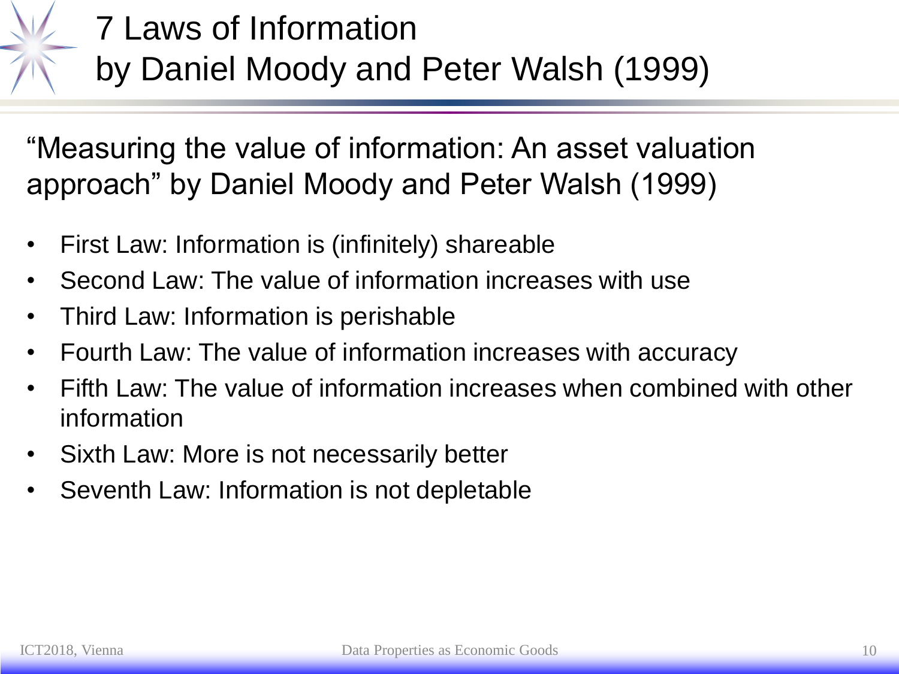# 7 Laws of Information by Daniel Moody and Peter Walsh (1999)

"Measuring the value of information: An asset valuation approach" by Daniel Moody and Peter Walsh (1999)

- First Law: Information is (infinitely) shareable
- Second Law: The value of information increases with use
- Third Law: Information is perishable
- Fourth Law: The value of information increases with accuracy
- Fifth Law: The value of information increases when combined with other information
- Sixth Law: More is not necessarily better
- Seventh Law: Information is not depletable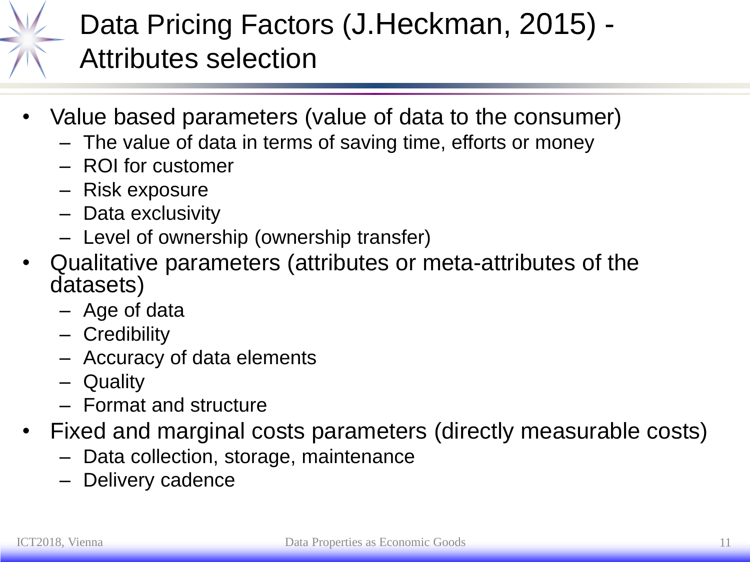# Data Pricing Factors (J.Heckman, 2015) - Attributes selection

- Value based parameters (value of data to the consumer)
  - The value of data in terms of saving time, efforts or money
  - ROI for customer
  - Risk exposure
  - Data exclusivity
  - Level of ownership (ownership transfer)
- Qualitative parameters (attributes or meta-attributes of the datasets)
  - Age of data
  - Credibility
  - Accuracy of data elements
  - Quality
  - Format and structure
- Fixed and marginal costs parameters (directly measurable costs)
  - Data collection, storage, maintenance
  - Delivery cadence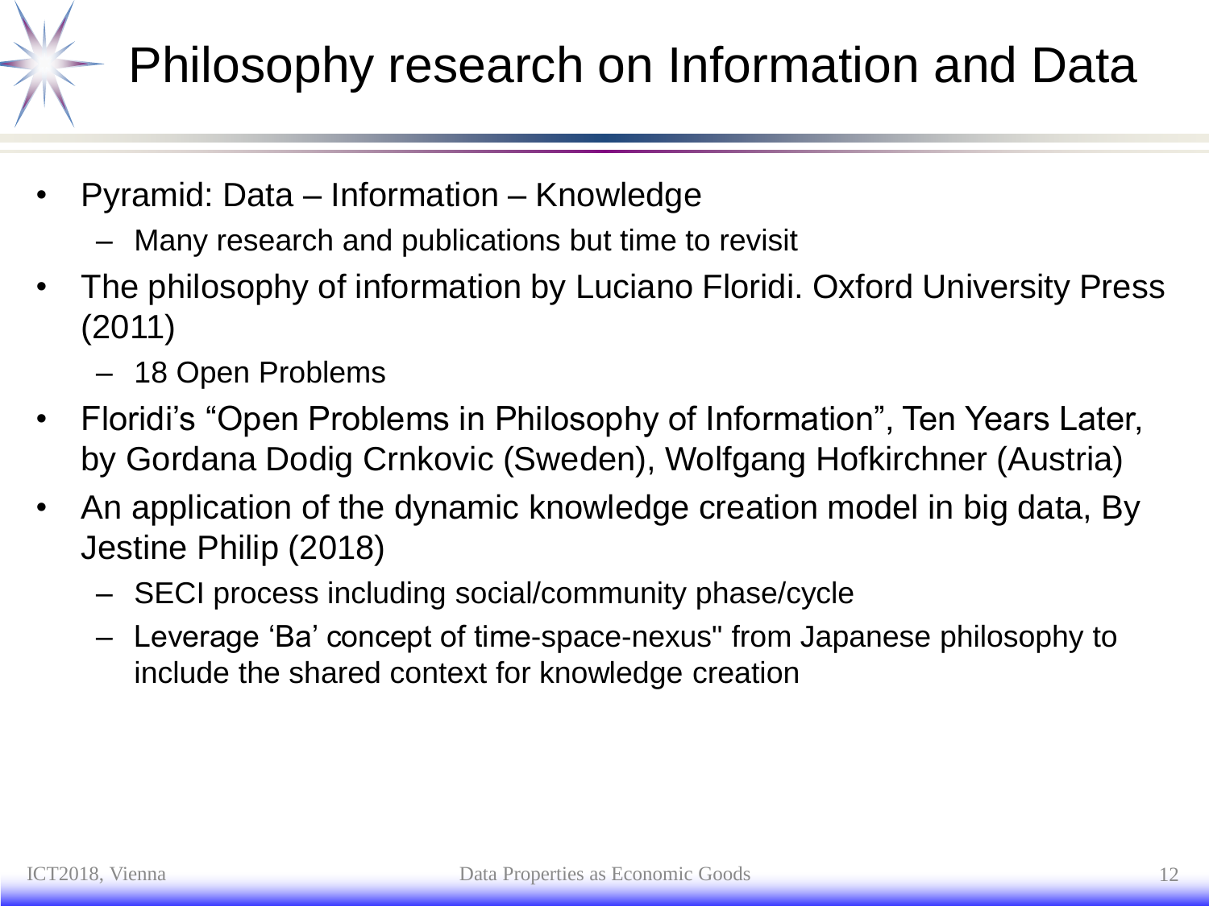# Philosophy research on Information and Data

- Pyramid: Data – Information – Knowledge
  - Many research and publications but time to revisit
- The philosophy of information by Luciano Floridi. Oxford University Press (2011)
  - 18 Open Problems
- Floridi's "Open Problems in Philosophy of Information", Ten Years Later, by Gordana Dodig Crnkovic (Sweden), Wolfgang Hofkirchner (Austria)
- An application of the dynamic knowledge creation model in big data, By Jestine Philip (2018)
  - SECI process including social/community phase/cycle
  - Leverage 'Ba' concept of time-space-nexus" from Japanese philosophy to include the shared context for knowledge creation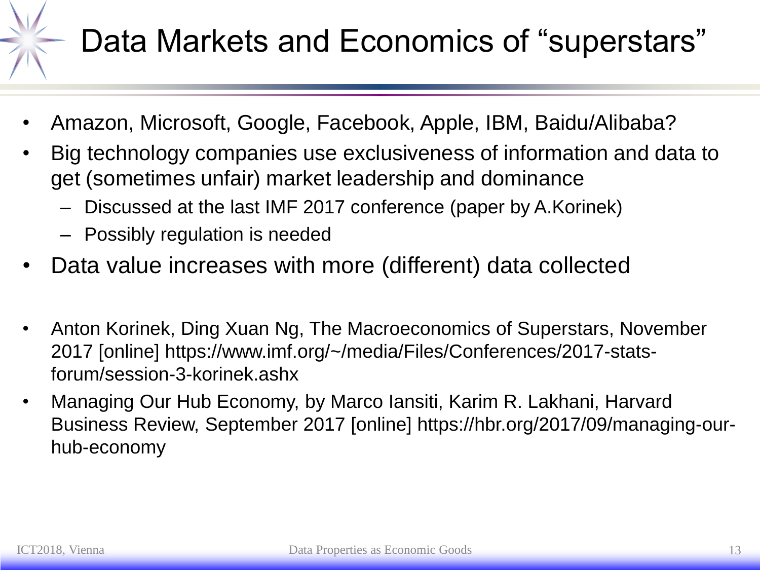# Data Markets and Economics of “superstars”

- Amazon, Microsoft, Google, Facebook, Apple, IBM, Baidu/Alibaba?
- Big technology companies use exclusiveness of information and data to get (sometimes unfair) market leadership and dominance
  - Discussed at the last IMF 2017 conference (paper by A.Korinek)
  - Possibly regulation is needed
- Data value increases with more (different) data collected

- Anton Korinek, Ding Xuan Ng, The Macroeconomics of Superstars, November 2017 [online] https://www.imf.org/~/media/Files/Conferences/2017-stats-forum/session-3-korinek.ashx
- Managing Our Hub Economy, by Marco Iansiti, Karim R. Lakhani, Harvard Business Review, September 2017 [online] https://hbr.org/2017/09/managing-our-hub-economy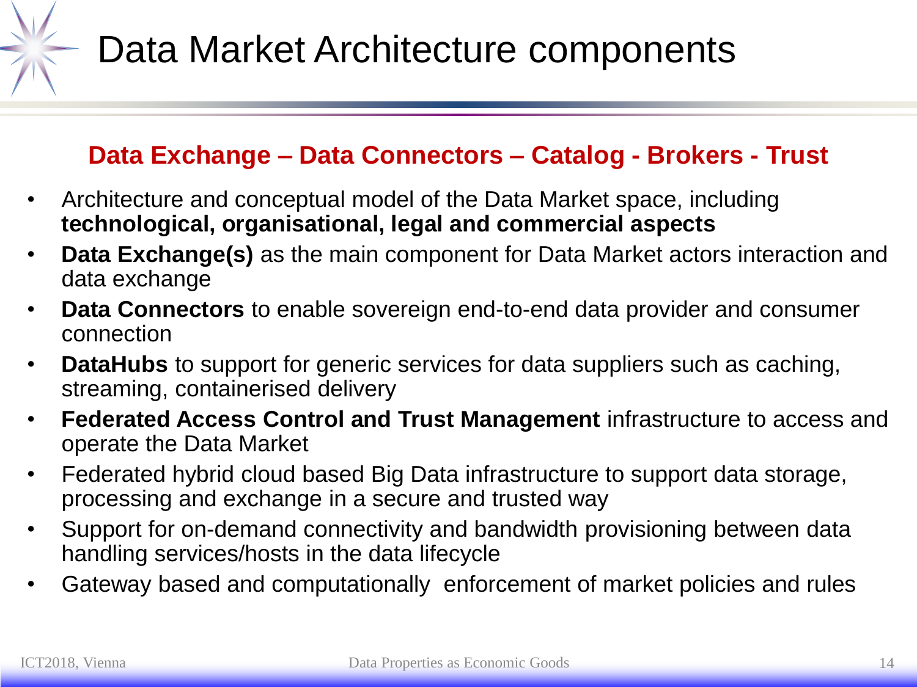# Data Market Architecture components

**Data Exchange – Data Connectors – Catalog - Brokers - Trust**

- Architecture and conceptual model of the Data Market space, including **technological, organisational, legal and commercial aspects**
- **Data Exchange(s)** as the main component for Data Market actors interaction and data exchange
- **Data Connectors** to enable sovereign end-to-end data provider and consumer connection
- **DataHubs** to support for generic services for data suppliers such as caching, streaming, containerised delivery
- **Federated Access Control and Trust Management** infrastructure to access and operate the Data Market
- Federated hybrid cloud based Big Data infrastructure to support data storage, processing and exchange in a secure and trusted way
- Support for on-demand connectivity and bandwidth provisioning between data handling services/hosts in the data lifecycle
- Gateway based and computationally  enforcement of market policies and rules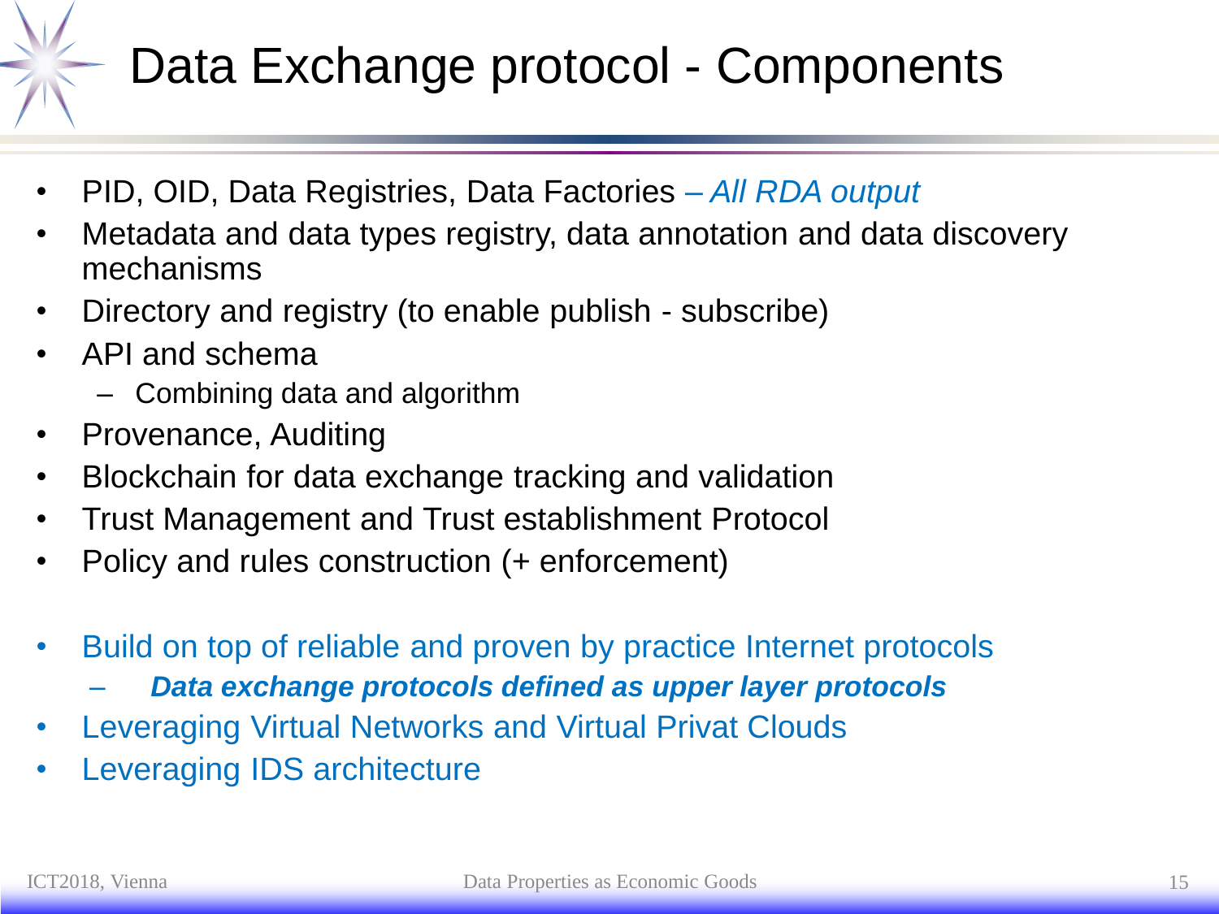# Data Exchange protocol - Components

- PID, OID, Data Registries, Data Factories *– All RDA output*
- Metadata and data types registry, data annotation and data discovery mechanisms
- Directory and registry (to enable publish - subscribe)
- API and schema
  - Combining data and algorithm
- Provenance, Auditing
- Blockchain for data exchange tracking and validation
- Trust Management and Trust establishment Protocol
- Policy and rules construction (+ enforcement)

- Build on top of reliable and proven by practice Internet protocols
  - ***Data exchange protocols defined as upper layer protocols***
- Leveraging Virtual Networks and Virtual Privat Clouds
- Leveraging IDS architecture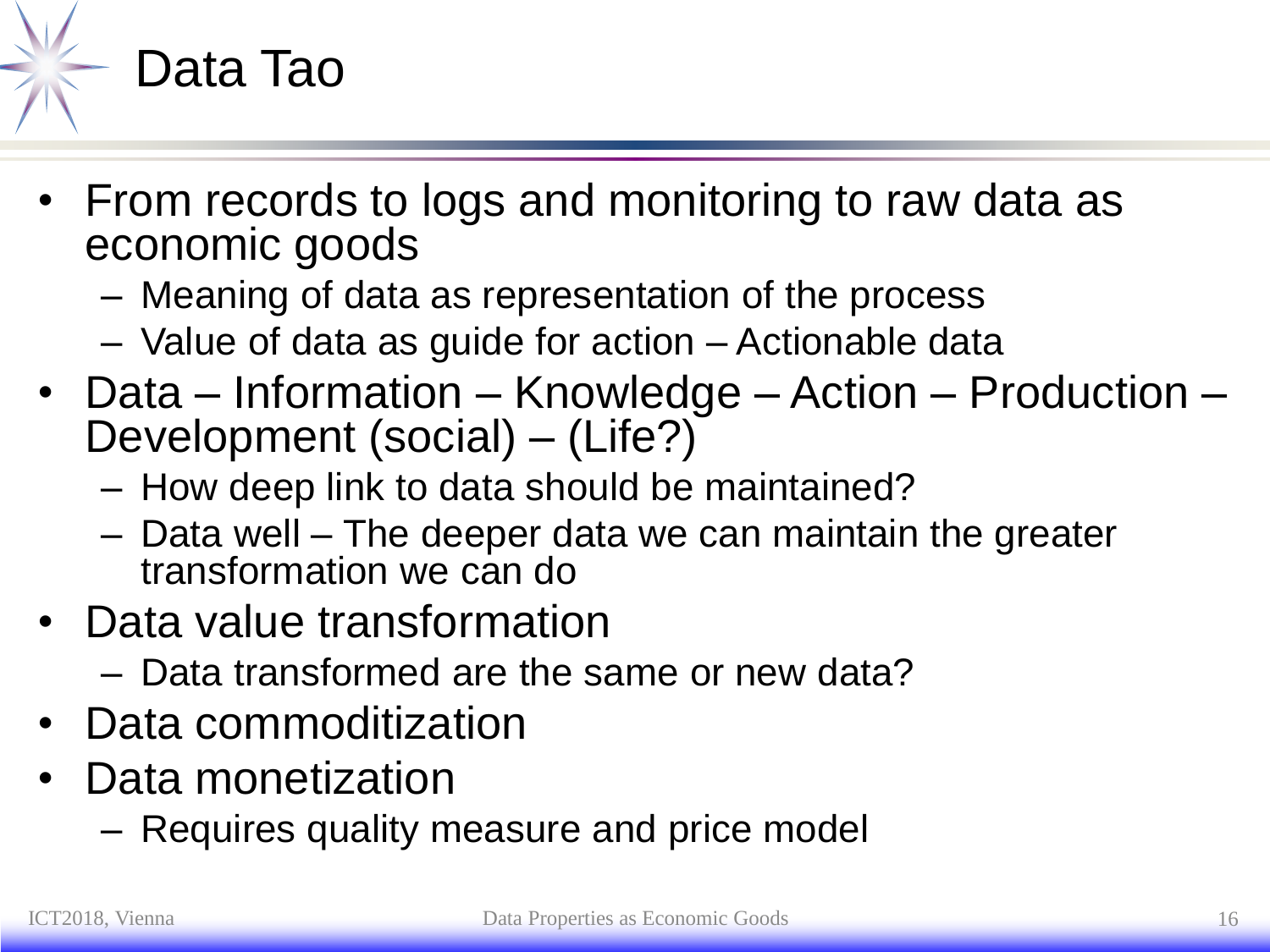# Data Tao

- From records to logs and monitoring to raw data as economic goods
  - Meaning of data as representation of the process
  - Value of data as guide for action – Actionable data
- Data – Information – Knowledge – Action – Production – Development (social) – (Life?)
  - How deep link to data should be maintained?
  - Data well – The deeper data we can maintain the greater transformation we can do
- Data value transformation
  - Data transformed are the same or new data?
- Data commoditization
- Data monetization
  - Requires quality measure and price model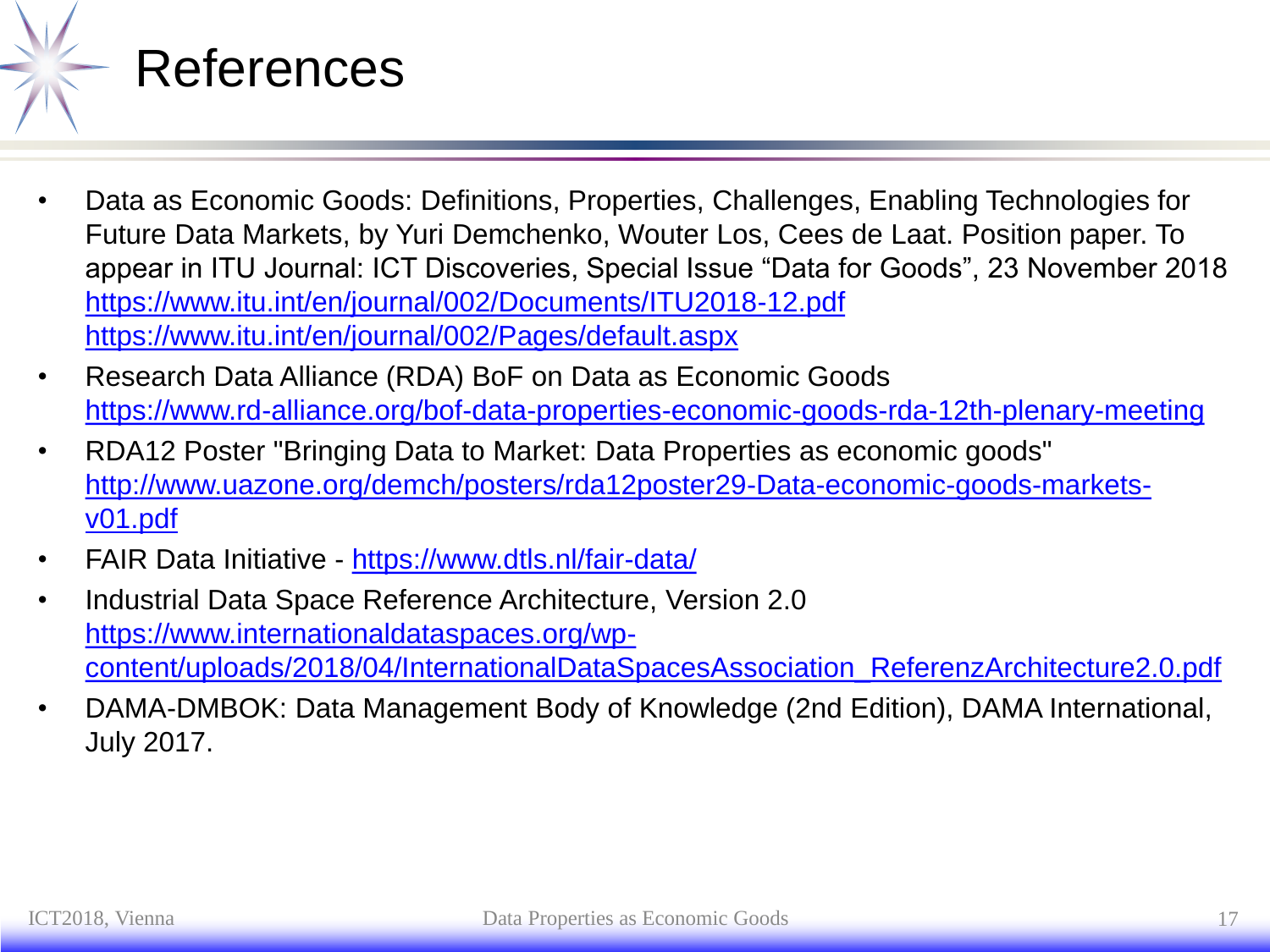# References

- Data as Economic Goods: Definitions, Properties, Challenges, Enabling Technologies for Future Data Markets, by Yuri Demchenko, Wouter Los, Cees de Laat. Position paper. To appear in ITU Journal: ICT Discoveries, Special Issue “Data for Goods”, 23 November 2018
  https://www.itu.int/en/journal/002/Documents/ITU2018-12.pdf
  https://www.itu.int/en/journal/002/Pages/default.aspx
- Research Data Alliance (RDA) BoF on Data as Economic Goods
  https://www.rd-alliance.org/bof-data-properties-economic-goods-rda-12th-plenary-meeting
- RDA12 Poster "Bringing Data to Market: Data Properties as economic goods"
  http://www.uazone.org/demch/posters/rda12poster29-Data-economic-goods-markets-v01.pdf
- FAIR Data Initiative - https://www.dtls.nl/fair-data/
- Industrial Data Space Reference Architecture, Version 2.0
  https://www.internationaldataspaces.org/wp-content/uploads/2018/04/InternationalDataSpacesAssociation_ReferenzArchitecture2.0.pdf
- DAMA-DMBOK: Data Management Body of Knowledge (2nd Edition), DAMA International, July 2017.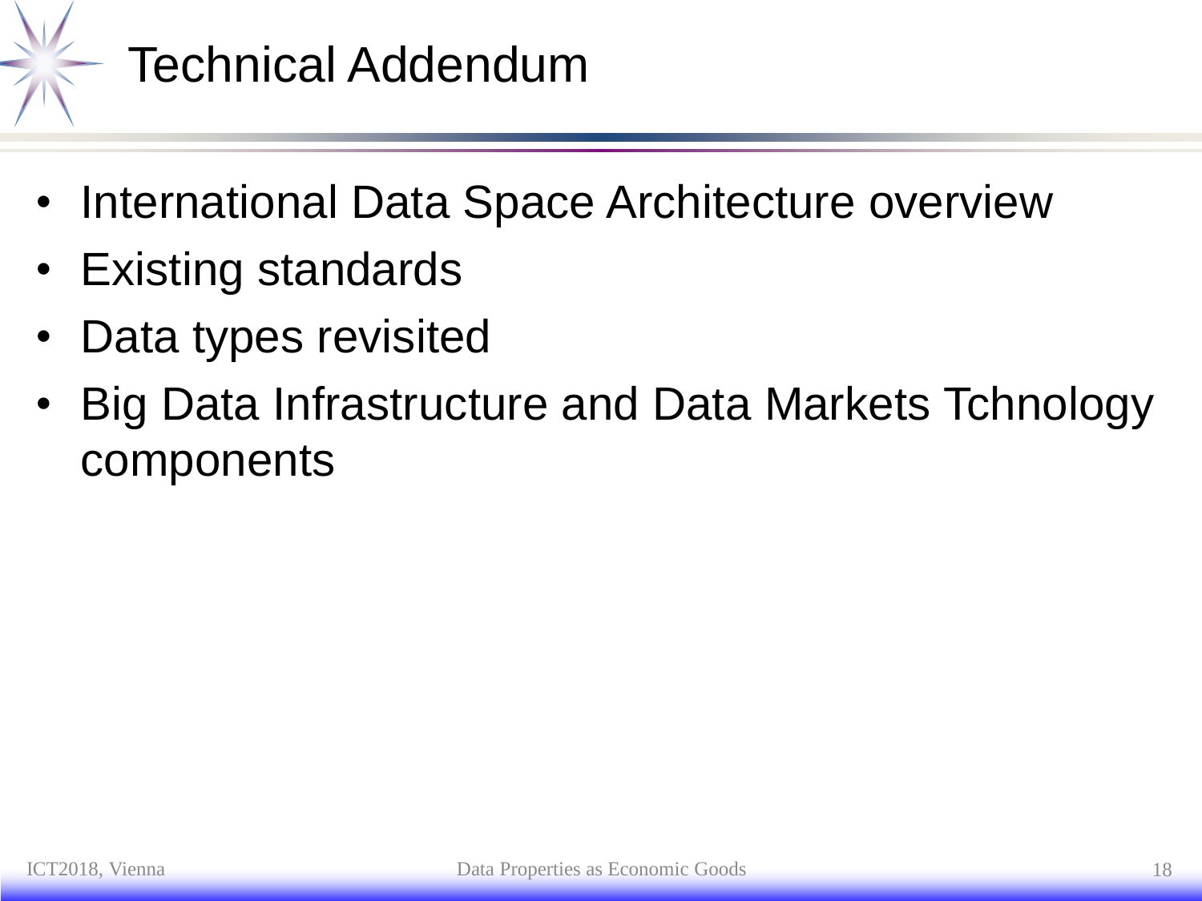# Technical Addendum

- International Data Space Architecture overview
- Existing standards
- Data types revisited
- Big Data Infrastructure and Data Markets Tchnology components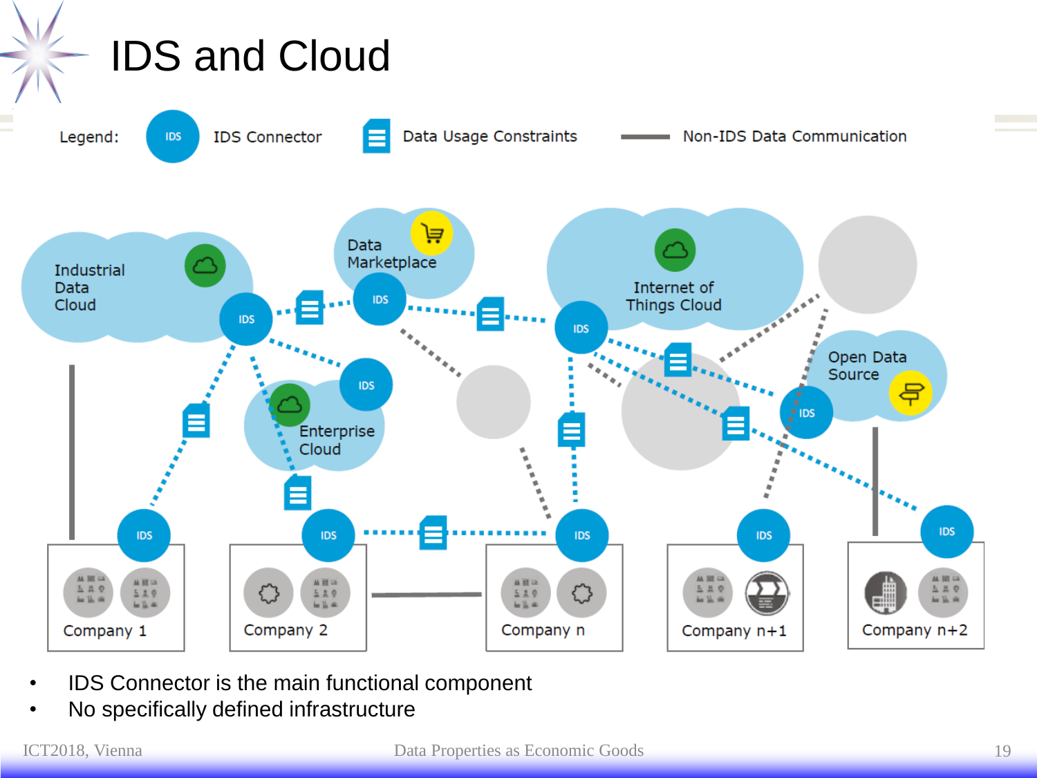# IDS and Cloud

Legend: IDS Connector | Data Usage Constraints | Non-IDS Data Communication

Industrial Data Cloud

Data Marketplace

Internet of Things Cloud

Enterprise Cloud

Open Data Source

Company 1 | Company 2 | Company n | Company n+1 | Company n+2

- IDS Connector is the main functional component
- No specifically defined infrastructure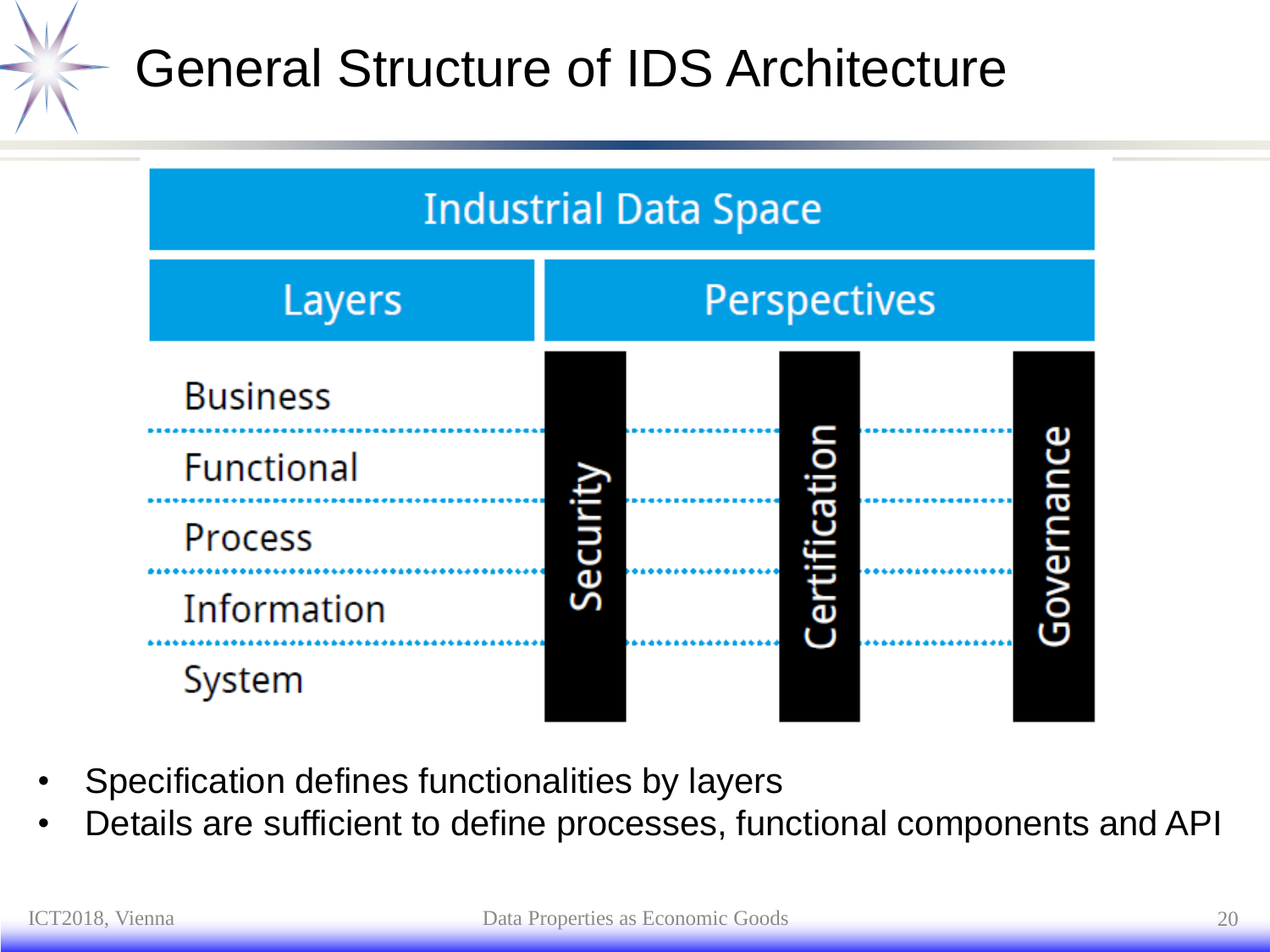# General Structure of IDS Architecture

Industral Data Space

Layers

Perspectives

Business

Functional

Process

Information

System

Security

Certification

Governance

- Specification defines functionalities by layers
- Details are sufficient to define processes, functional components and API